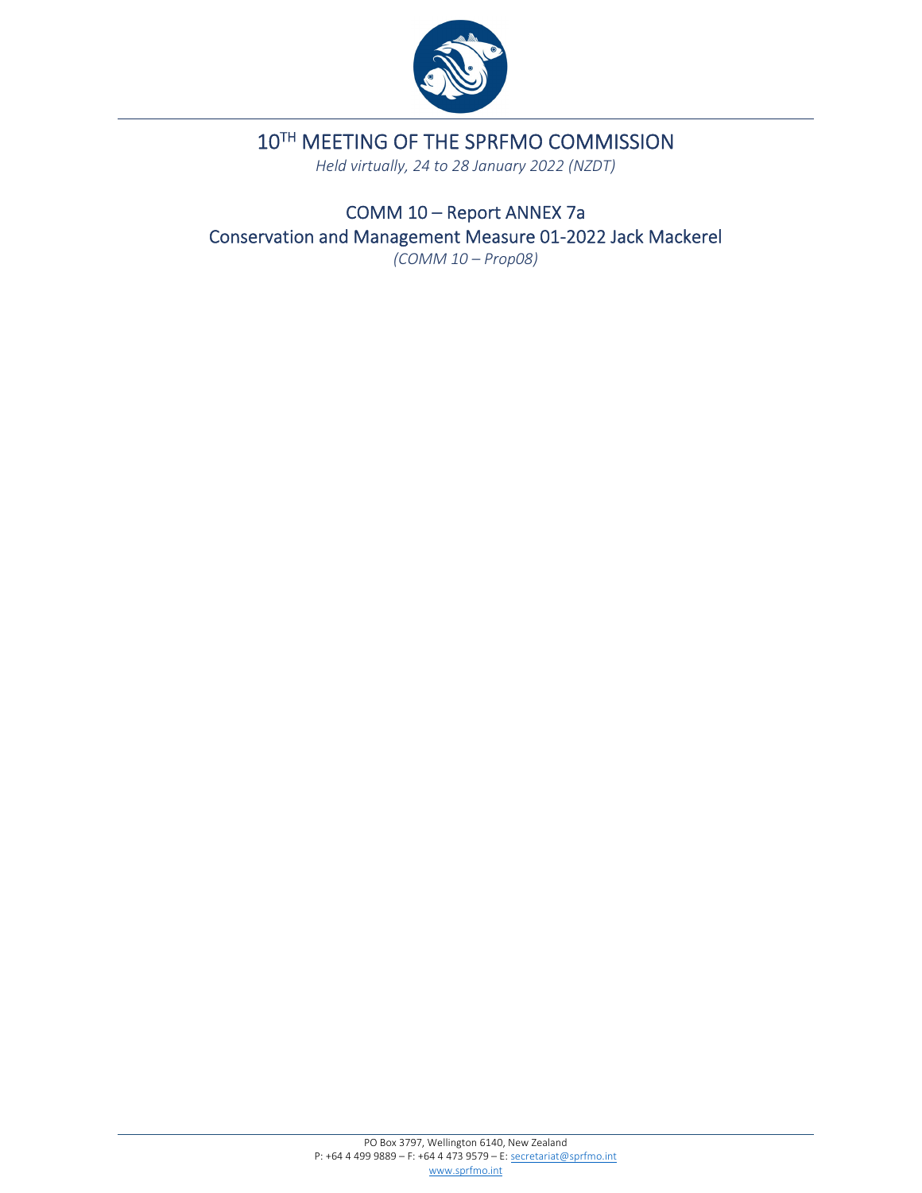# 10TH MEETING OF THE SPRFMO COMMISSION

*Held virtually, 24 to 28 January 2022 (NZDT)*

## COMM 10 – Report ANNEX 7a
## Conservation and Management Measure 01-2022 Jack Mackerel

*(COMM 10 – Prop08)*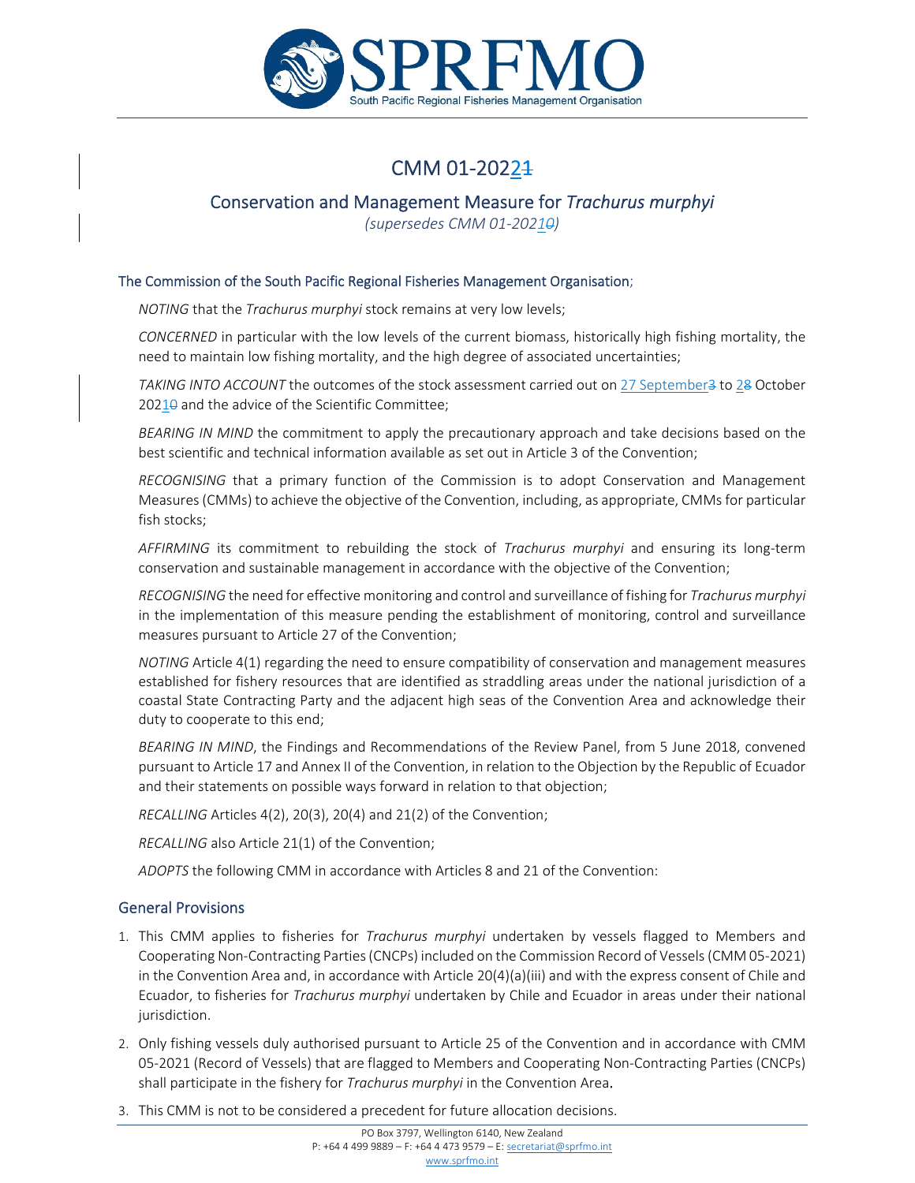# CMM 01-2022~~1~~

## Conservation and Management Measure for *Trachurus murphyi*

*(supersedes CMM 01-2021~~0~~)*

### The Commission of the South Pacific Regional Fisheries Management Organisation;

*NOTING* that the *Trachurus murphyi* stock remains at very low levels;

*CONCERNED* in particular with the low levels of the current biomass, historically high fishing mortality, the need to maintain low fishing mortality, and the high degree of associated uncertainties;

*TAKING INTO ACCOUNT* the outcomes of the stock assessment carried out on 27 September~~3~~ to 2~~8~~ October 2021~~0~~ and the advice of the Scientific Committee;

*BEARING IN MIND* the commitment to apply the precautionary approach and take decisions based on the best scientific and technical information available as set out in Article 3 of the Convention;

*RECOGNISING* that a primary function of the Commission is to adopt Conservation and Management Measures (CMMs) to achieve the objective of the Convention, including, as appropriate, CMMs for particular fish stocks;

*AFFIRMING* its commitment to rebuilding the stock of *Trachurus murphyi* and ensuring its long-term conservation and sustainable management in accordance with the objective of the Convention;

*RECOGNISING* the need for effective monitoring and control and surveillance of fishing for *Trachurus murphyi* in the implementation of this measure pending the establishment of monitoring, control and surveillance measures pursuant to Article 27 of the Convention;

*NOTING* Article 4(1) regarding the need to ensure compatibility of conservation and management measures established for fishery resources that are identified as straddling areas under the national jurisdiction of a coastal State Contracting Party and the adjacent high seas of the Convention Area and acknowledge their duty to cooperate to this end;

*BEARING IN MIND*, the Findings and Recommendations of the Review Panel, from 5 June 2018, convened pursuant to Article 17 and Annex II of the Convention, in relation to the Objection by the Republic of Ecuador and their statements on possible ways forward in relation to that objection;

*RECALLING* Articles 4(2), 20(3), 20(4) and 21(2) of the Convention;

*RECALLING* also Article 21(1) of the Convention;

*ADOPTS* the following CMM in accordance with Articles 8 and 21 of the Convention:

### General Provisions

1. This CMM applies to fisheries for *Trachurus murphyi* undertaken by vessels flagged to Members and Cooperating Non-Contracting Parties (CNCPs) included on the Commission Record of Vessels (CMM 05-2021) in the Convention Area and, in accordance with Article 20(4)(a)(iii) and with the express consent of Chile and Ecuador, to fisheries for *Trachurus murphyi* undertaken by Chile and Ecuador in areas under their national jurisdiction.
2. Only fishing vessels duly authorised pursuant to Article 25 of the Convention and in accordance with CMM 05-2021 (Record of Vessels) that are flagged to Members and Cooperating Non-Contracting Parties (CNCPs) shall participate in the fishery for *Trachurus murphyi* in the Convention Area.
3. This CMM is not to be considered a precedent for future allocation decisions.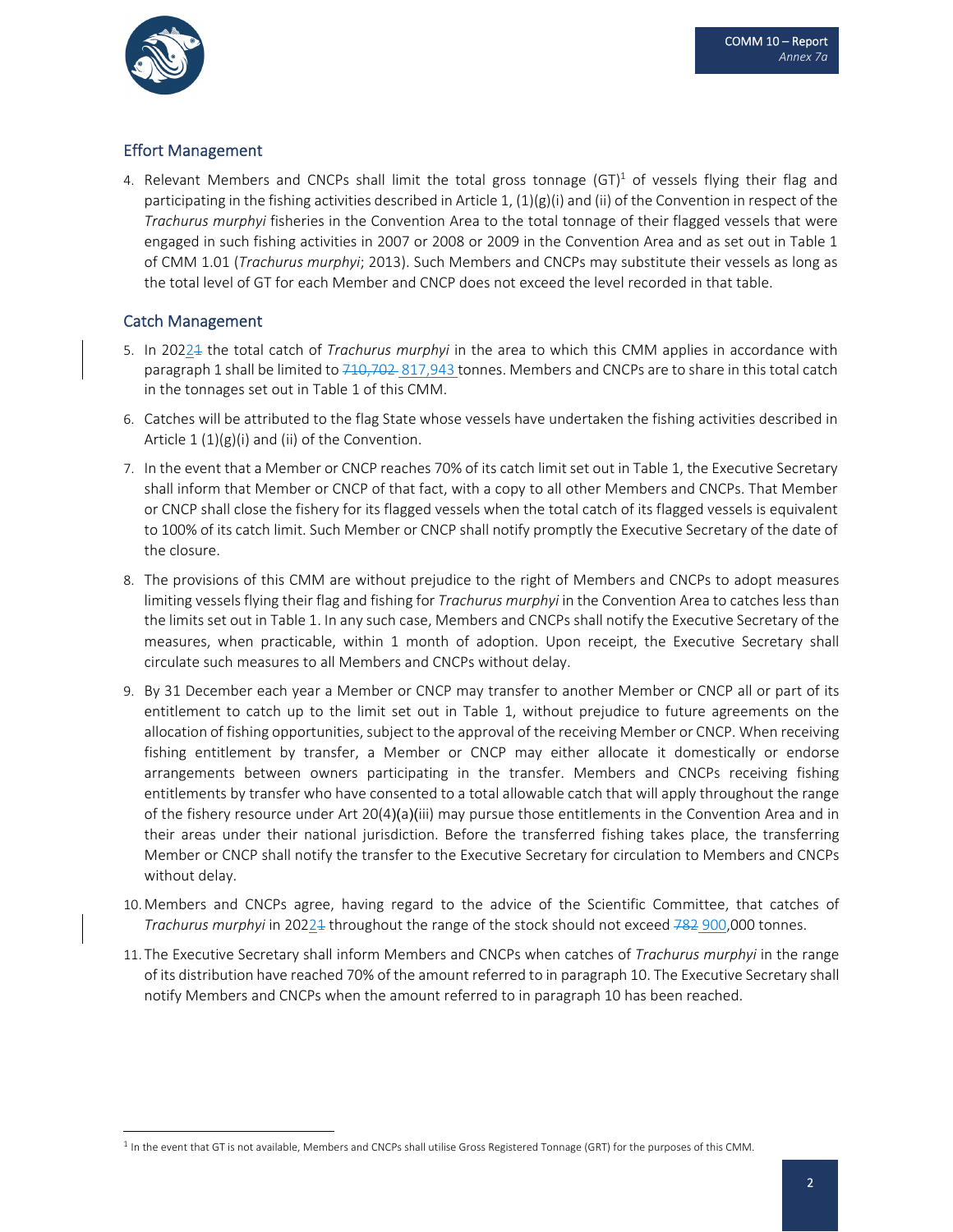## Effort Management

4. Relevant Members and CNCPs shall limit the total gross tonnage (GT)[1] of vessels flying their flag and participating in the fishing activities described in Article 1, (1)(g)(i) and (ii) of the Convention in respect of the *Trachurus murphyi* fisheries in the Convention Area to the total tonnage of their flagged vessels that were engaged in such fishing activities in 2007 or 2008 or 2009 in the Convention Area and as set out in Table 1 of CMM 1.01 (*Trachurus murphyi*; 2013). Such Members and CNCPs may substitute their vessels as long as the total level of GT for each Member and CNCP does not exceed the level recorded in that table.

## Catch Management

5. In 2022~~1~~ the total catch of *Trachurus murphyi* in the area to which this CMM applies in accordance with paragraph 1 shall be limited to ~~710,702~~ 817,943 tonnes. Members and CNCPs are to share in this total catch in the tonnages set out in Table 1 of this CMM.

6. Catches will be attributed to the flag State whose vessels have undertaken the fishing activities described in Article 1 (1)(g)(i) and (ii) of the Convention.

7. In the event that a Member or CNCP reaches 70% of its catch limit set out in Table 1, the Executive Secretary shall inform that Member or CNCP of that fact, with a copy to all other Members and CNCPs. That Member or CNCP shall close the fishery for its flagged vessels when the total catch of its flagged vessels is equivalent to 100% of its catch limit. Such Member or CNCP shall notify promptly the Executive Secretary of the date of the closure.

8. The provisions of this CMM are without prejudice to the right of Members and CNCPs to adopt measures limiting vessels flying their flag and fishing for *Trachurus murphyi* in the Convention Area to catches less than the limits set out in Table 1. In any such case, Members and CNCPs shall notify the Executive Secretary of the measures, when practicable, within 1 month of adoption. Upon receipt, the Executive Secretary shall circulate such measures to all Members and CNCPs without delay.

9. By 31 December each year a Member or CNCP may transfer to another Member or CNCP all or part of its entitlement to catch up to the limit set out in Table 1, without prejudice to future agreements on the allocation of fishing opportunities, subject to the approval of the receiving Member or CNCP. When receiving fishing entitlement by transfer, a Member or CNCP may either allocate it domestically or endorse arrangements between owners participating in the transfer. Members and CNCPs receiving fishing entitlements by transfer who have consented to a total allowable catch that will apply throughout the range of the fishery resource under Art 20(4)(a)(iii) may pursue those entitlements in the Convention Area and in their areas under their national jurisdiction. Before the transferred fishing takes place, the transferring Member or CNCP shall notify the transfer to the Executive Secretary for circulation to Members and CNCPs without delay.

10. Members and CNCPs agree, having regard to the advice of the Scientific Committee, that catches of *Trachurus murphyi* in 2022~~1~~ throughout the range of the stock should not exceed ~~782~~ 900,000 tonnes.

11. The Executive Secretary shall inform Members and CNCPs when catches of *Trachurus murphyi* in the range of its distribution have reached 70% of the amount referred to in paragraph 10. The Executive Secretary shall notify Members and CNCPs when the amount referred to in paragraph 10 has been reached.

[1] In the event that GT is not available, Members and CNCPs shall utilise Gross Registered Tonnage (GRT) for the purposes of this CMM.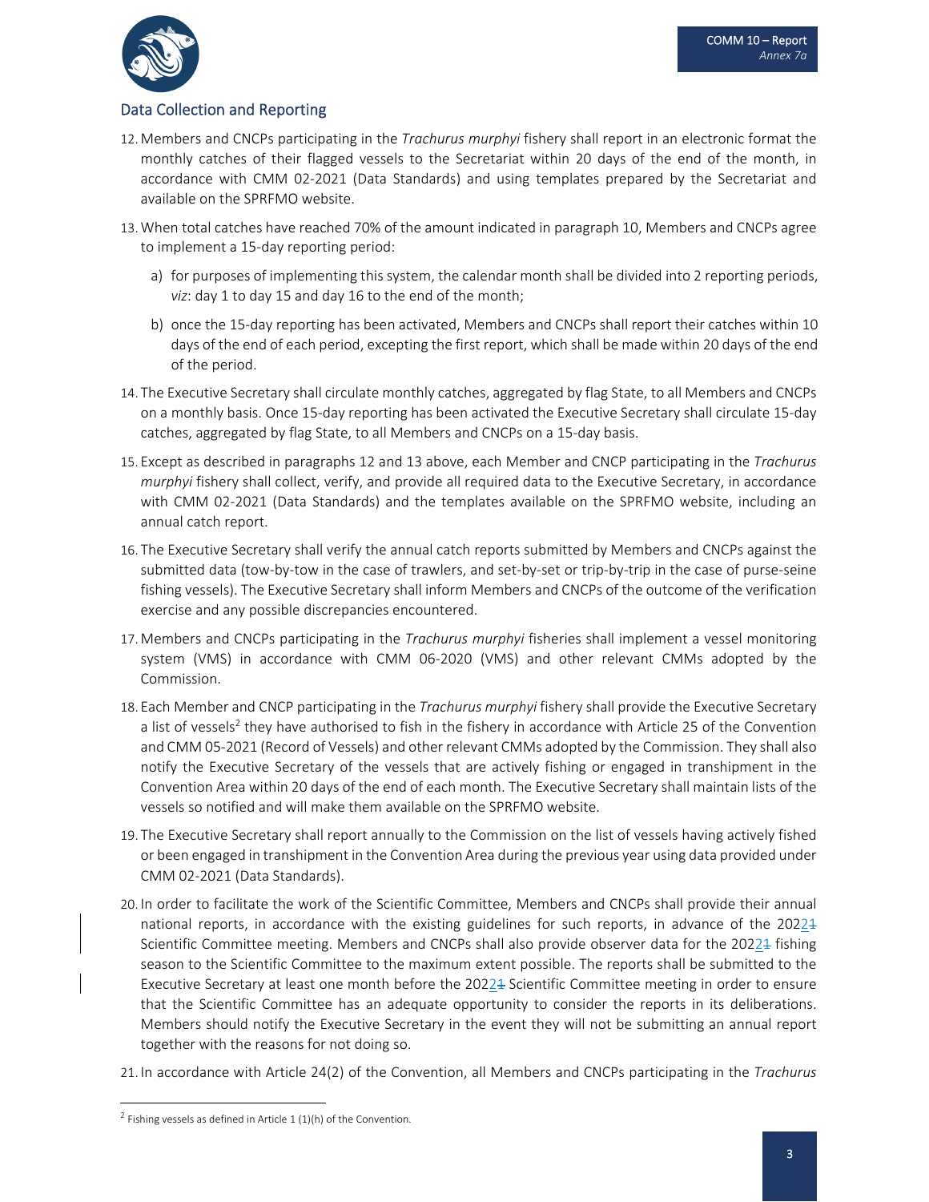## Data Collection and Reporting

12. Members and CNCPs participating in the *Trachurus murphyi* fishery shall report in an electronic format the monthly catches of their flagged vessels to the Secretariat within 20 days of the end of the month, in accordance with CMM 02-2021 (Data Standards) and using templates prepared by the Secretariat and available on the SPRFMO website.

13. When total catches have reached 70% of the amount indicated in paragraph 10, Members and CNCPs agree to implement a 15-day reporting period:

    a) for purposes of implementing this system, the calendar month shall be divided into 2 reporting periods, *viz*: day 1 to day 15 and day 16 to the end of the month;

    b) once the 15-day reporting has been activated, Members and CNCPs shall report their catches within 10 days of the end of each period, excepting the first report, which shall be made within 20 days of the end of the period.

14. The Executive Secretary shall circulate monthly catches, aggregated by flag State, to all Members and CNCPs on a monthly basis. Once 15-day reporting has been activated the Executive Secretary shall circulate 15-day catches, aggregated by flag State, to all Members and CNCPs on a 15-day basis.

15. Except as described in paragraphs 12 and 13 above, each Member and CNCP participating in the *Trachurus murphyi* fishery shall collect, verify, and provide all required data to the Executive Secretary, in accordance with CMM 02-2021 (Data Standards) and the templates available on the SPRFMO website, including an annual catch report.

16. The Executive Secretary shall verify the annual catch reports submitted by Members and CNCPs against the submitted data (tow-by-tow in the case of trawlers, and set-by-set or trip-by-trip in the case of purse-seine fishing vessels). The Executive Secretary shall inform Members and CNCPs of the outcome of the verification exercise and any possible discrepancies encountered.

17. Members and CNCPs participating in the *Trachurus murphyi* fisheries shall implement a vessel monitoring system (VMS) in accordance with CMM 06-2020 (VMS) and other relevant CMMs adopted by the Commission.

18. Each Member and CNCP participating in the *Trachurus murphyi* fishery shall provide the Executive Secretary a list of vessels[2] they have authorised to fish in the fishery in accordance with Article 25 of the Convention and CMM 05-2021 (Record of Vessels) and other relevant CMMs adopted by the Commission. They shall also notify the Executive Secretary of the vessels that are actively fishing or engaged in transhipment in the Convention Area within 20 days of the end of each month. The Executive Secretary shall maintain lists of the vessels so notified and will make them available on the SPRFMO website.

19. The Executive Secretary shall report annually to the Commission on the list of vessels having actively fished or been engaged in transhipment in the Convention Area during the previous year using data provided under CMM 02-2021 (Data Standards).

20. In order to facilitate the work of the Scientific Committee, Members and CNCPs shall provide their annual national reports, in accordance with the existing guidelines for such reports, in advance of the 20221 Scientific Committee meeting. Members and CNCPs shall also provide observer data for the 20221 fishing season to the Scientific Committee to the maximum extent possible. The reports shall be submitted to the Executive Secretary at least one month before the 20221 Scientific Committee meeting in order to ensure that the Scientific Committee has an adequate opportunity to consider the reports in its deliberations. Members should notify the Executive Secretary in the event they will not be submitting an annual report together with the reasons for not doing so.

21. In accordance with Article 24(2) of the Convention, all Members and CNCPs participating in the *Trachurus*

---

[2] Fishing vessels as defined in Article 1 (1)(h) of the Convention.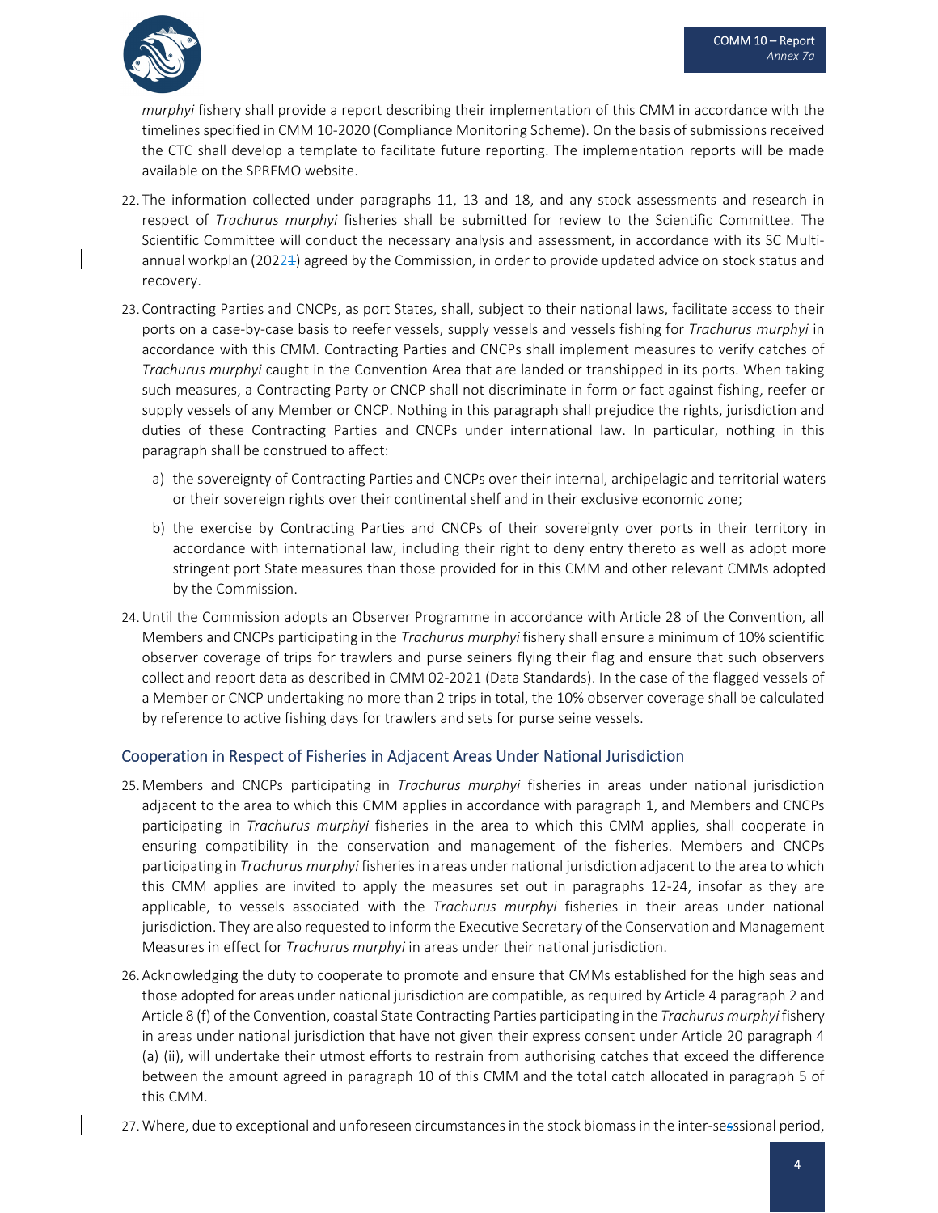*murphyi* fishery shall provide a report describing their implementation of this CMM in accordance with the timelines specified in CMM 10-2020 (Compliance Monitoring Scheme). On the basis of submissions received the CTC shall develop a template to facilitate future reporting. The implementation reports will be made available on the SPRFMO website.

22. The information collected under paragraphs 11, 13 and 18, and any stock assessments and research in respect of *Trachurus murphyi* fisheries shall be submitted for review to the Scientific Committee. The Scientific Committee will conduct the necessary analysis and assessment, in accordance with its SC Multi-annual workplan (20221) agreed by the Commission, in order to provide updated advice on stock status and recovery.

23. Contracting Parties and CNCPs, as port States, shall, subject to their national laws, facilitate access to their ports on a case-by-case basis to reefer vessels, supply vessels and vessels fishing for *Trachurus murphyi* in accordance with this CMM. Contracting Parties and CNCPs shall implement measures to verify catches of *Trachurus murphyi* caught in the Convention Area that are landed or transhipped in its ports. When taking such measures, a Contracting Party or CNCP shall not discriminate in form or fact against fishing, reefer or supply vessels of any Member or CNCP. Nothing in this paragraph shall prejudice the rights, jurisdiction and duties of these Contracting Parties and CNCPs under international law. In particular, nothing in this paragraph shall be construed to affect:

    a) the sovereignty of Contracting Parties and CNCPs over their internal, archipelagic and territorial waters or their sovereign rights over their continental shelf and in their exclusive economic zone;

    b) the exercise by Contracting Parties and CNCPs of their sovereignty over ports in their territory in accordance with international law, including their right to deny entry thereto as well as adopt more stringent port State measures than those provided for in this CMM and other relevant CMMs adopted by the Commission.

24. Until the Commission adopts an Observer Programme in accordance with Article 28 of the Convention, all Members and CNCPs participating in the *Trachurus murphyi* fishery shall ensure a minimum of 10% scientific observer coverage of trips for trawlers and purse seiners flying their flag and ensure that such observers collect and report data as described in CMM 02-2021 (Data Standards). In the case of the flagged vessels of a Member or CNCP undertaking no more than 2 trips in total, the 10% observer coverage shall be calculated by reference to active fishing days for trawlers and sets for purse seine vessels.

## Cooperation in Respect of Fisheries in Adjacent Areas Under National Jurisdiction

25. Members and CNCPs participating in *Trachurus murphyi* fisheries in areas under national jurisdiction adjacent to the area to which this CMM applies in accordance with paragraph 1, and Members and CNCPs participating in *Trachurus murphyi* fisheries in the area to which this CMM applies, shall cooperate in ensuring compatibility in the conservation and management of the fisheries. Members and CNCPs participating in *Trachurus murphyi* fisheries in areas under national jurisdiction adjacent to the area to which this CMM applies are invited to apply the measures set out in paragraphs 12-24, insofar as they are applicable, to vessels associated with the *Trachurus murphyi* fisheries in their areas under national jurisdiction. They are also requested to inform the Executive Secretary of the Conservation and Management Measures in effect for *Trachurus murphyi* in areas under their national jurisdiction.

26. Acknowledging the duty to cooperate to promote and ensure that CMMs established for the high seas and those adopted for areas under national jurisdiction are compatible, as required by Article 4 paragraph 2 and Article 8 (f) of the Convention, coastal State Contracting Parties participating in the *Trachurus murphyi* fishery in areas under national jurisdiction that have not given their express consent under Article 20 paragraph 4 (a) (ii), will undertake their utmost efforts to restrain from authorising catches that exceed the difference between the amount agreed in paragraph 10 of this CMM and the total catch allocated in paragraph 5 of this CMM.

27. Where, due to exceptional and unforeseen circumstances in the stock biomass in the inter-sesssional period,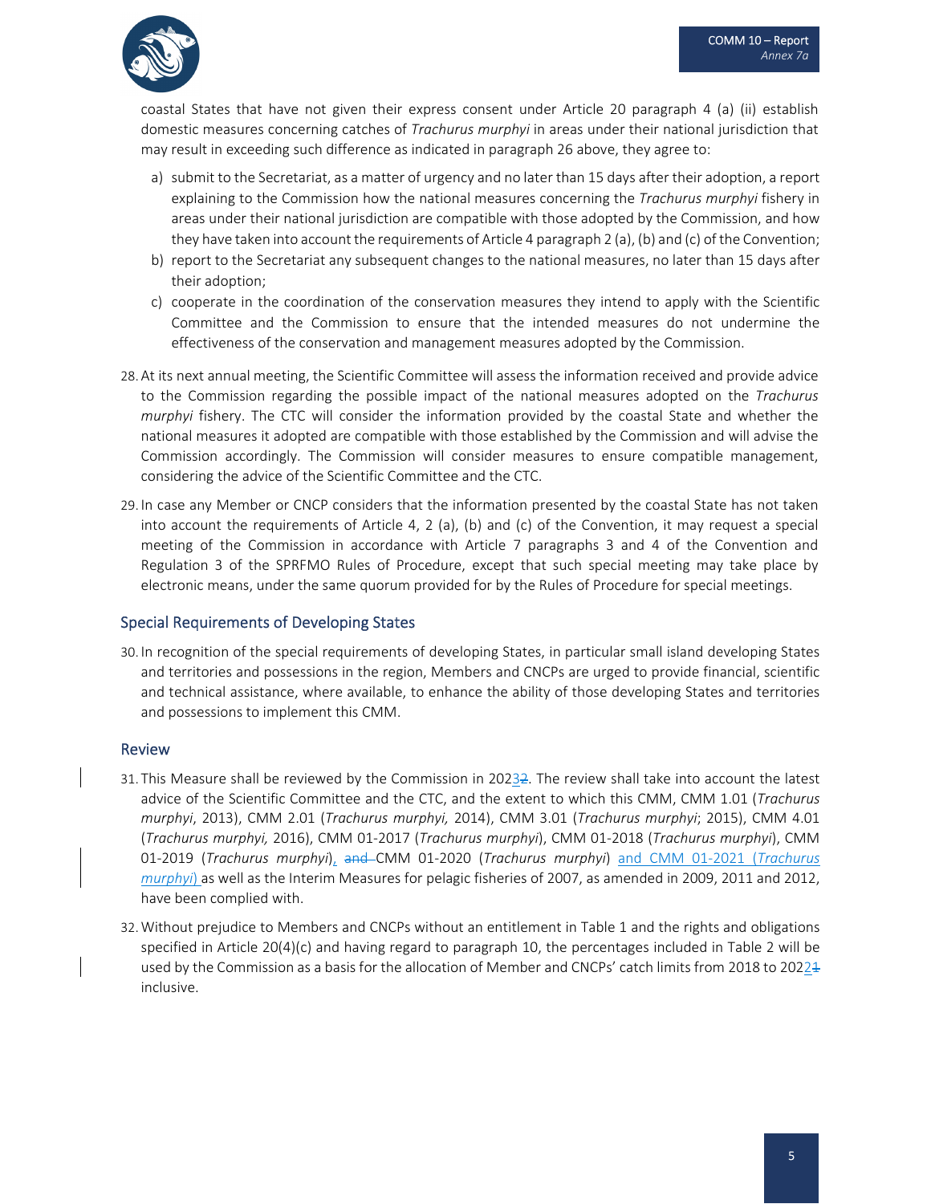coastal States that have not given their express consent under Article 20 paragraph 4 (a) (ii) establish domestic measures concerning catches of *Trachurus murphyi* in areas under their national jurisdiction that may result in exceeding such difference as indicated in paragraph 26 above, they agree to:

a) submit to the Secretariat, as a matter of urgency and no later than 15 days after their adoption, a report explaining to the Commission how the national measures concerning the *Trachurus murphyi* fishery in areas under their national jurisdiction are compatible with those adopted by the Commission, and how they have taken into account the requirements of Article 4 paragraph 2 (a), (b) and (c) of the Convention;
b) report to the Secretariat any subsequent changes to the national measures, no later than 15 days after their adoption;
c) cooperate in the coordination of the conservation measures they intend to apply with the Scientific Committee and the Commission to ensure that the intended measures do not undermine the effectiveness of the conservation and management measures adopted by the Commission.

28. At its next annual meeting, the Scientific Committee will assess the information received and provide advice to the Commission regarding the possible impact of the national measures adopted on the *Trachurus murphyi* fishery. The CTC will consider the information provided by the coastal State and whether the national measures it adopted are compatible with those established by the Commission and will advise the Commission accordingly. The Commission will consider measures to ensure compatible management, considering the advice of the Scientific Committee and the CTC.

29. In case any Member or CNCP considers that the information presented by the coastal State has not taken into account the requirements of Article 4, 2 (a), (b) and (c) of the Convention, it may request a special meeting of the Commission in accordance with Article 7 paragraphs 3 and 4 of the Convention and Regulation 3 of the SPRFMO Rules of Procedure, except that such special meeting may take place by electronic means, under the same quorum provided for by the Rules of Procedure for special meetings.

## Special Requirements of Developing States

30. In recognition of the special requirements of developing States, in particular small island developing States and territories and possessions in the region, Members and CNCPs are urged to provide financial, scientific and technical assistance, where available, to enhance the ability of those developing States and territories and possessions to implement this CMM.

## Review

31. This Measure shall be reviewed by the Commission in 202~~2~~3. The review shall take into account the latest advice of the Scientific Committee and the CTC, and the extent to which this CMM, CMM 1.01 (*Trachurus murphyi*, 2013), CMM 2.01 (*Trachurus murphyi,* 2014), CMM 3.01 (*Trachurus murphyi*; 2015), CMM 4.01 (*Trachurus murphyi,* 2016), CMM 01-2017 (*Trachurus murphyi*), CMM 01-2018 (*Trachurus murphyi*), CMM 01-2019 (*Trachurus murphyi*), ~~and~~ CMM 01-2020 (*Trachurus murphyi*) and CMM 01-2021 (*Trachurus murphyi*) as well as the Interim Measures for pelagic fisheries of 2007, as amended in 2009, 2011 and 2012, have been complied with.

32. Without prejudice to Members and CNCPs without an entitlement in Table 1 and the rights and obligations specified in Article 20(4)(c) and having regard to paragraph 10, the percentages included in Table 2 will be used by the Commission as a basis for the allocation of Member and CNCPs' catch limits from 2018 to 202~~1~~2 inclusive.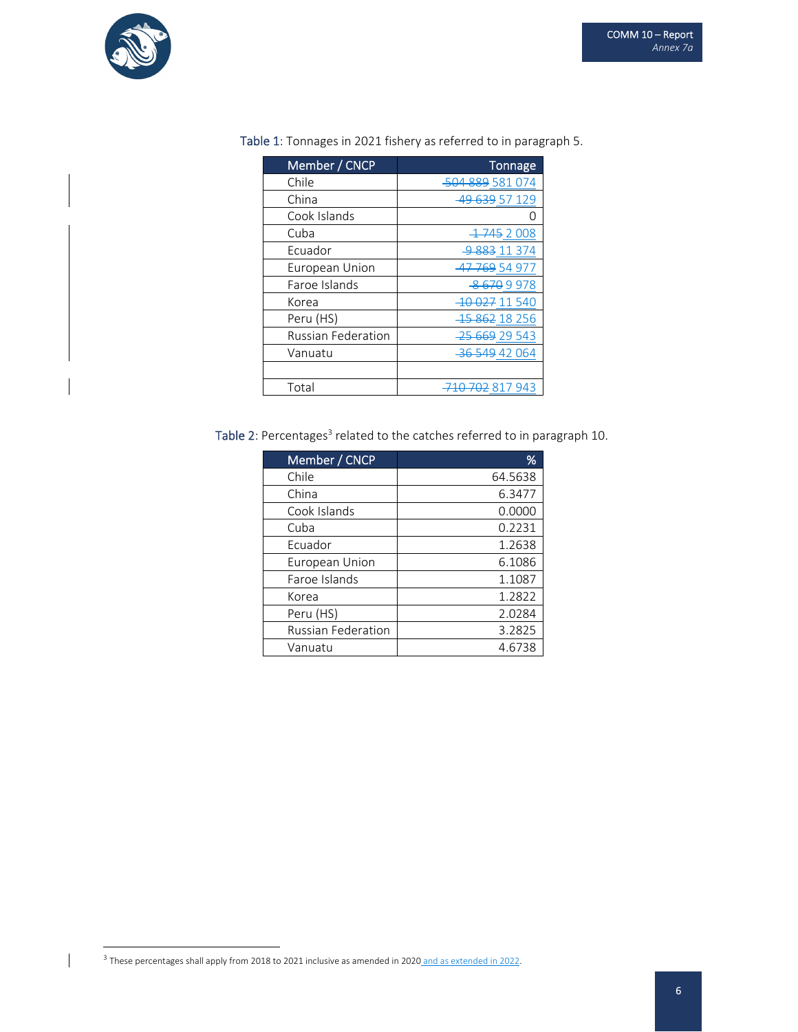Table 1: Tonnages in 2021 fishery as referred to in paragraph 5.

| Member / CNCP | Tonnage |
|---|---|
| Chile | ~~504 889~~ 581 074 |
| China | ~~49 639~~ 57 129 |
| Cook Islands | 0 |
| Cuba | ~~1 745~~ 2 008 |
| Ecuador | ~~9 883~~ 11 374 |
| European Union | ~~47 769~~ 54 977 |
| Faroe Islands | ~~8 670~~ 9 978 |
| Korea | ~~10 027~~ 11 540 |
| Peru (HS) | ~~15 862~~ 18 256 |
| Russian Federation | ~~25 669~~ 29 543 |
| Vanuatu | ~~36 549~~ 42 064 |
| | |
| Total | ~~710 702~~ 817 943 |

Table 2: Percentages[3] related to the catches referred to in paragraph 10.

| Member / CNCP | % |
|---|---|
| Chile | 64.5638 |
| China | 6.3477 |
| Cook Islands | 0.0000 |
| Cuba | 0.2231 |
| Ecuador | 1.2638 |
| European Union | 6.1086 |
| Faroe Islands | 1.1087 |
| Korea | 1.2822 |
| Peru (HS) | 2.0284 |
| Russian Federation | 3.2825 |
| Vanuatu | 4.6738 |

[3] These percentages shall apply from 2018 to 2021 inclusive as amended in 2020 and as extended in 2022.